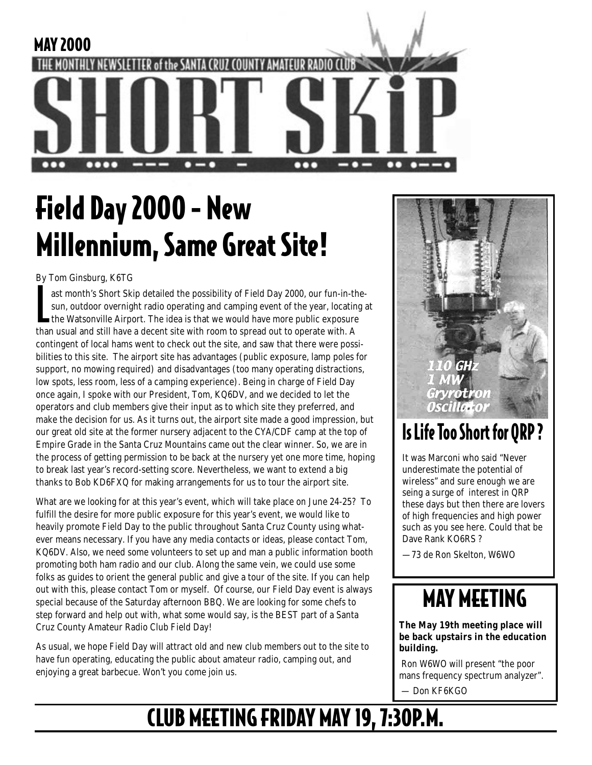MAY 2000

THE MONTHLY NEWSLETTER of the SANTA CRUZ COUNTY AMATEUR RADIO CLUB

# SHORT SKiP

# Field Day 2000 - New Millennium, Same Great Site!

By Tom Ginsburg, K6TG

Last month's Short Skip detailed the possibility of Field Day 2000, our fun-in-the-sun, outdoor overnight radio operating and camping event of the year, locating at the Watsonville Airport. The idea is that we would have more public exposure than usual and still have a decent site with room to spread out to operate with. A contingent of local hams went to check out the site, and saw that there were possibilities to this site. The airport site has advantages (public exposure, lamp poles for support, no mowing required) and disadvantages (too many operating distractions, low spots, less room, less of a camping experience). Being in charge of Field Day once again, I spoke with our President, Tom, KQ6DV, and we decided to let the operators and club members give their input as to which site they preferred, and make the decision for us. As it turns out, the airport site made a good impression, but our great old site at the former nursery adjacent to the CYA/CDF camp at the top of Empire Grade in the Santa Cruz Mountains came out the clear winner. So, we are in the process of getting permission to be back at the nursery yet one more time, hoping to break last year's record-setting score. Nevertheless, we want to extend a big thanks to Bob KD6FXQ for making arrangements for us to tour the airport site.

What are we looking for at this year's event, which will take place on June 24-25? To fulfill the desire for more public exposure for this year's event, we would like to heavily promote Field Day to the public throughout Santa Cruz County using whatever means necessary. If you have any media contacts or ideas, please contact Tom, KQ6DV. Also, we need some volunteers to set up and man a public information booth promoting both ham radio and our club. Along the same vein, we could use some folks as guides to orient the general public and give a tour of the site. If you can help out with this, please contact Tom or myself. Of course, our Field Day event is always special because of the Saturday afternoon BBQ. We are looking for some chefs to step forward and help out with, what some would say, is the BEST part of a Santa Cruz County Amateur Radio Club Field Day!

As usual, we hope Field Day will attract old and new club members out to the site to have fun operating, educating the public about amateur radio, camping out, and enjoying a great barbecue. Won't you come join us.

110 GHz 1 MW Gryrotron Oscillator

## Is Life Too Short for QRP ?

It was Marconi who said "Never underestimate the potential of wireless" and sure enough we are seing a surge of interest in QRP these days but then there are lovers of high frequencies and high power such as you see here. Could that be Dave Rank KO6RS ?

—73 de Ron Skelton, W6WO

## MAY MEETING

**The May 19th meeting place will be back upstairs in the education building.**

Ron W6WO will present "the poor mans frequency spectrum analyzer".

— Don KF6KGO

## CLUB MEETING FRIDAY MAY 19, 7:30P.M.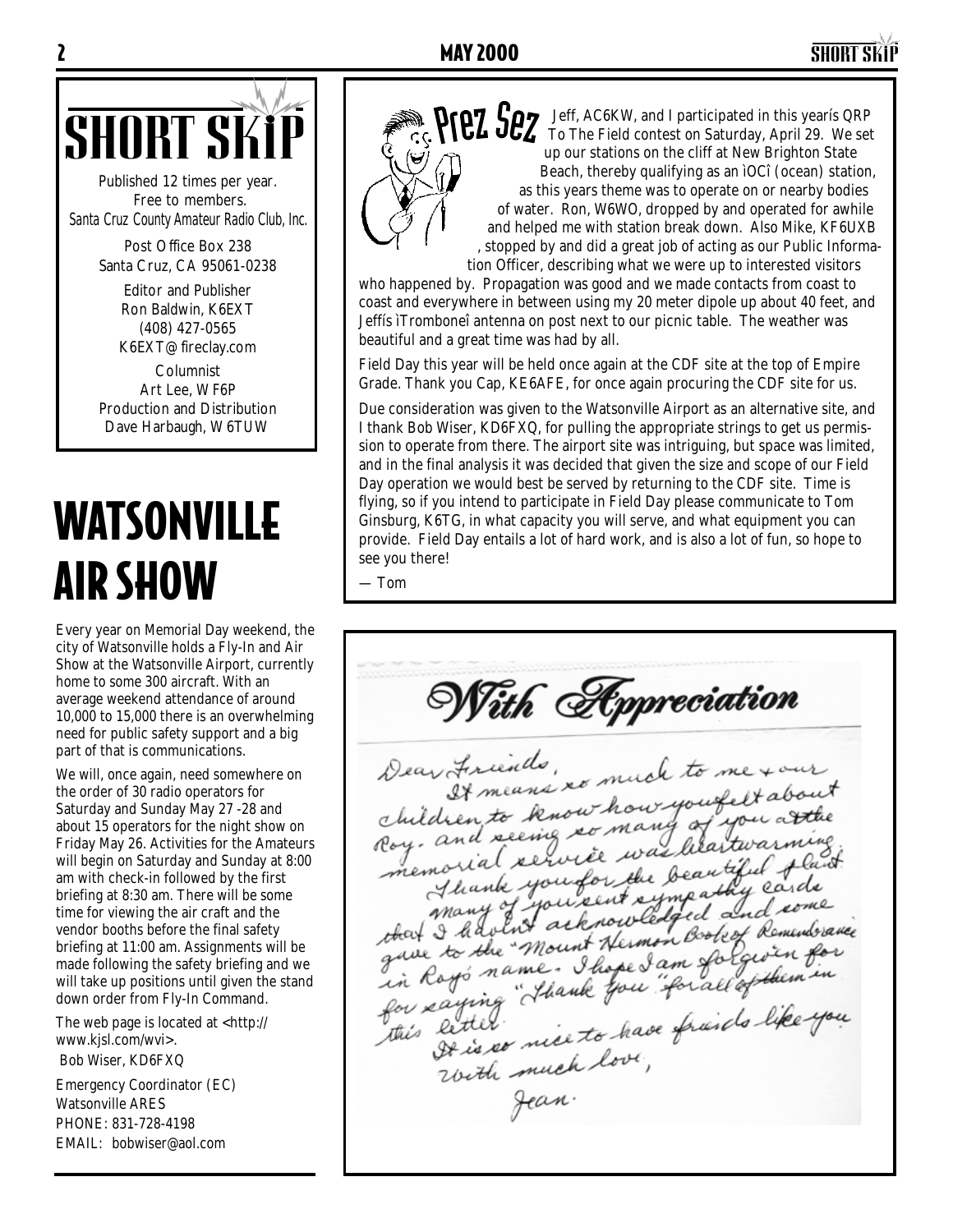# SHORT SKIP

Published 12 times per year.
Free to members.
*Santa Cruz County Amateur Radio Club, Inc.*

Post Office Box 238
Santa Cruz, CA 95061-0238

Editor and Publisher
Ron Baldwin, K6EXT
(408) 427-0565
K6EXT@fireclay.com

Columnist
Art Lee, WF6P
Production and Distribution
Dave Harbaugh, W6TUW

# WATSONVILLE AIR SHOW

Every year on Memorial Day weekend, the city of Watsonville holds a Fly-In and Air Show at the Watsonville Airport, currently home to some 300 aircraft. With an average weekend attendance of around 10,000 to 15,000 there is an overwhelming need for public safety support and a big part of that is communications.

We will, once again, need somewhere on the order of 30 radio operators for Saturday and Sunday May 27 -28 and about 15 operators for the night show on Friday May 26. Activities for the Amateurs will begin on Saturday and Sunday at 8:00 am with check-in followed by the first briefing at 8:30 am. There will be some time for viewing the air craft and the vendor booths before the final safety briefing at 11:00 am. Assignments will be made following the safety briefing and we will take up positions until given the stand down order from Fly-In Command.

The web page is located at <http://www.kjsl.com/wvi>.

Bob Wiser, KD6FXQ

Emergency Coordinator (EC)
Watsonville ARES
PHONE: 831-728-4198
EMAIL: bobwiser@aol.com

## Prez Sez

Jeff, AC6KW, and I participated in this yearís QRP To The Field contest on Saturday, April 29. We set up our stations on the cliff at New Brighton State Beach, thereby qualifying as an ìOCî (ocean) station, as this years theme was to operate on or nearby bodies of water. Ron, W6WO, dropped by and operated for awhile and helped me with station break down. Also Mike, KF6UXB , stopped by and did a great job of acting as our Public Information Officer, describing what we were up to interested visitors who happened by. Propagation was good and we made contacts from coast to coast and everywhere in between using my 20 meter dipole up about 40 feet, and Jeffís ìTromboneî antenna on post next to our picnic table. The weather was beautiful and a great time was had by all.

Field Day this year will be held once again at the CDF site at the top of Empire Grade. Thank you Cap, KE6AFE, for once again procuring the CDF site for us.

Due consideration was given to the Watsonville Airport as an alternative site, and I thank Bob Wiser, KD6FXQ, for pulling the appropriate strings to get us permission to operate from there. The airport site was intriguing, but space was limited, and in the final analysis it was decided that given the size and scope of our Field Day operation we would best be served by returning to the CDF site. Time is flying, so if you intend to participate in Field Day please communicate to Tom Ginsburg, K6TG, in what capacity you will serve, and what equipment you can provide. Field Day entails a lot of hard work, and is also a lot of fun, so hope to see you there!

— Tom

## With Appreciation

Dear Friends,
It means so much to me + our children to know how you felt about Roy. and seeing so many of you at the memorial service was heartwarming. Thank you for the beautiful plant. Many of you sent sympathy cards that I haven't acknowledged and some gave to the "Mount Hermon Book of Remembrance in Roy's name. I hope I am forgiven for saying "Thank you" for all of them in this letter.
It is so nice to have friends like you.
With much love,
Jean.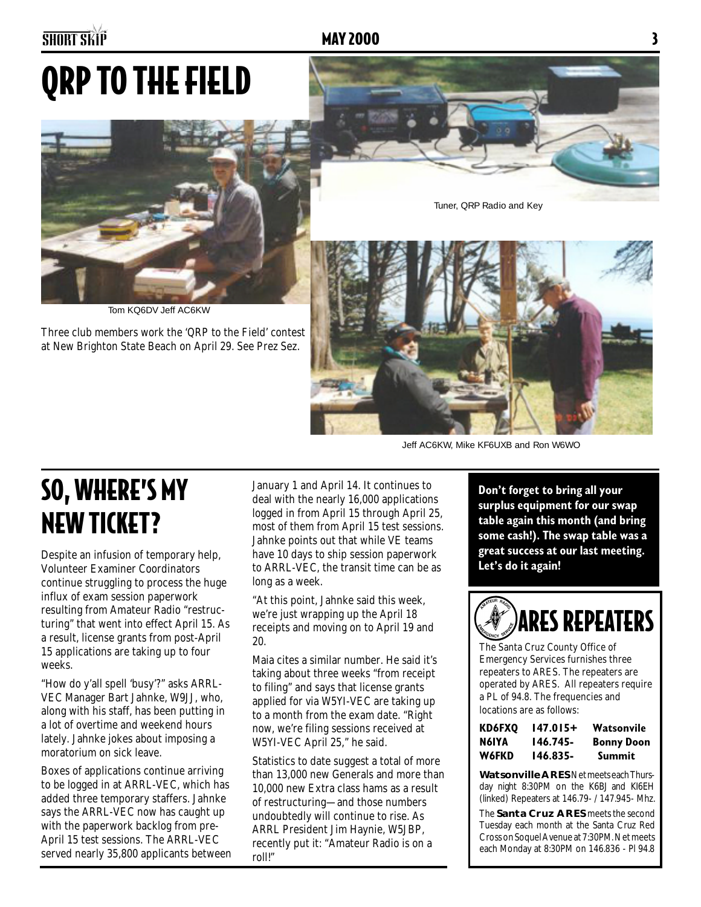# QRP TO THE FIELD

Tuner, QRP Radio and Key

Tom KQ6DV Jeff AC6KW

Three club members work the 'QRP to the Field' contest at New Brighton State Beach on April 29. See Prez Sez.

Jeff AC6KW, Mike KF6UXB and Ron W6WO

# SO, WHERE'S MY NEW TICKET?

Despite an infusion of temporary help, Volunteer Examiner Coordinators continue struggling to process the huge influx of exam session paperwork resulting from Amateur Radio "restructuring" that went into effect April 15. As a result, license grants from post-April 15 applications are taking up to four weeks.

"How do y'all spell 'busy'?" asks ARRL-VEC Manager Bart Jahnke, W9JJ, who, along with his staff, has been putting in a lot of overtime and weekend hours lately. Jahnke jokes about imposing a moratorium on sick leave.

Boxes of applications continue arriving to be logged in at ARRL-VEC, which has added three temporary staffers. Jahnke says the ARRL-VEC now has caught up with the paperwork backlog from pre-April 15 test sessions. The ARRL-VEC served nearly 35,800 applicants between January 1 and April 14. It continues to deal with the nearly 16,000 applications logged in from April 15 through April 25, most of them from April 15 test sessions. Jahnke points out that while VE teams have 10 days to ship session paperwork to ARRL-VEC, the transit time can be as long as a week.

"At this point, Jahnke said this week, we're just wrapping up the April 18 receipts and moving on to April 19 and 20.

Maia cites a similar number. He said it's taking about three weeks "from receipt to filing" and says that license grants applied for via W5YI-VEC are taking up to a month from the exam date. "Right now, we're filing sessions received at W5YI-VEC April 25," he said.

Statistics to date suggest a total of more than 13,000 new Generals and more than 10,000 new Extra class hams as a result of restructuring—and those numbers undoubtedly will continue to rise. As ARRL President Jim Haynie, W5JBP, recently put it: "Amateur Radio is on a roll!"

**Don't forget to bring all your surplus equipment for our swap table again this month (and bring some cash!). The swap table was a great success at our last meeting. Let's do it again!**

## ARES REPEATERS

The Santa Cruz County Office of Emergency Services furnishes three repeaters to ARES. The repeaters are operated by ARES. All repeaters require a PL of 94.8. The frequencies and locations are as follows:

| | | |
|---|---|---|
| **KD6FXQ** | **147.015+** | **Watsonvile** |
| **N6IYA** | **146.745-** | **Bonny Doon** |
| **W6FKD** | **146.835-** | **Summit** |

**Watsonville ARES** Net meets each Thursday night 8:30PM on the K6BJ and KI6EH (linked) Repeaters at 146.79- / 147.945- Mhz.

The **Santa Cruz ARES** meets the second Tuesday each month at the Santa Cruz Red Cross on Soquel Avenue at 7:30PM. Net meets each Monday at 8:30PM on 146.836 - Pl 94.8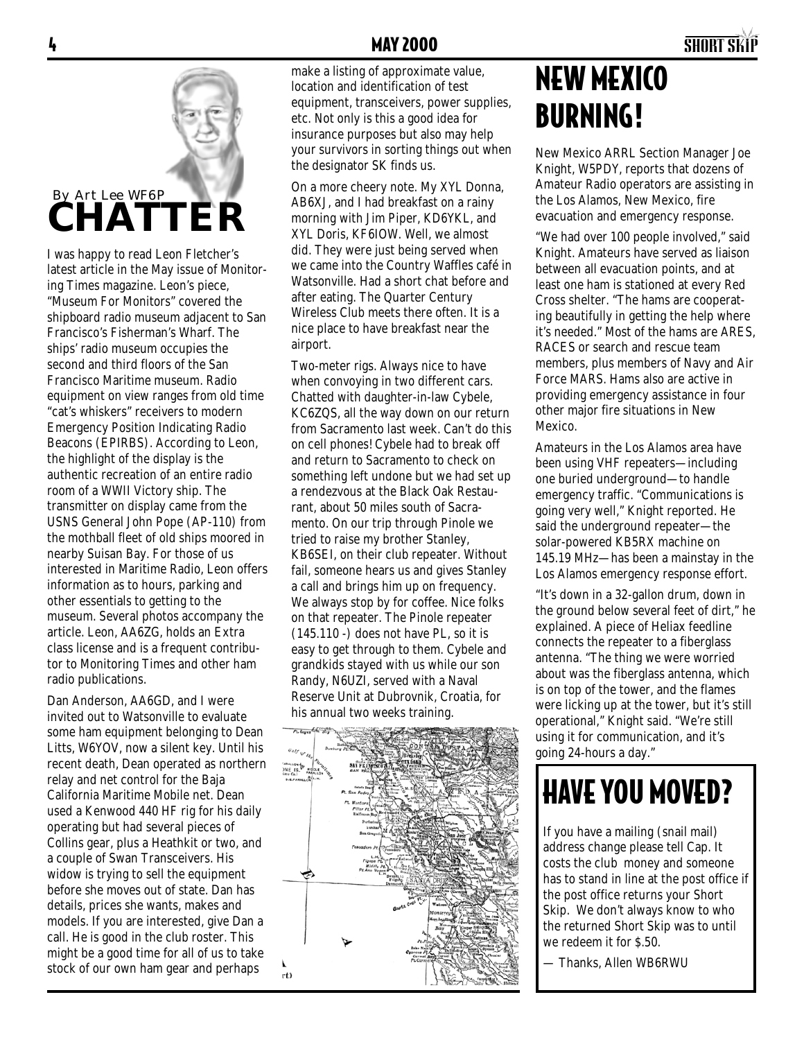By Art Lee WF6P

# CHATTER

I was happy to read Leon Fletcher's latest article in the May issue of Monitoring Times magazine. Leon's piece, "Museum For Monitors" covered the shipboard radio museum adjacent to San Francisco's Fisherman's Wharf. The ships' radio museum occupies the second and third floors of the San Francisco Maritime museum. Radio equipment on view ranges from old time "cat's whiskers" receivers to modern Emergency Position Indicating Radio Beacons (EPIRBS). According to Leon, the highlight of the display is the authentic recreation of an entire radio room of a WWII Victory ship. The transmitter on display came from the USNS General John Pope (AP-110) from the mothball fleet of old ships moored in nearby Suisan Bay. For those of us interested in Maritime Radio, Leon offers information as to hours, parking and other essentials to getting to the museum. Several photos accompany the article. Leon, AA6ZG, holds an Extra class license and is a frequent contributor to Monitoring Times and other ham radio publications.

Dan Anderson, AA6GD, and I were invited out to Watsonville to evaluate some ham equipment belonging to Dean Litts, W6YOV, now a silent key. Until his recent death, Dean operated as northern relay and net control for the Baja California Maritime Mobile net. Dean used a Kenwood 440 HF rig for his daily operating but had several pieces of Collins gear, plus a Heathkit or two, and a couple of Swan Transceivers. His widow is trying to sell the equipment before she moves out of state. Dan has details, prices she wants, makes and models. If you are interested, give Dan a call. He is good in the club roster. This might be a good time for all of us to take stock of our own ham gear and perhaps make a listing of approximate value, location and identification of test equipment, transceivers, power supplies, etc. Not only is this a good idea for insurance purposes but also may help your survivors in sorting things out when the designator SK finds us.

On a more cheery note. My XYL Donna, AB6XJ, and I had breakfast on a rainy morning with Jim Piper, KD6YKL, and XYL Doris, KF6IOW. Well, we almost did. They were just being served when we came into the Country Waffles café in Watsonville. Had a short chat before and after eating. The Quarter Century Wireless Club meets there often. It is a nice place to have breakfast near the airport.

Two-meter rigs. Always nice to have when convoying in two different cars. Chatted with daughter-in-law Cybele, KC6ZQS, all the way down on our return from Sacramento last week. Can't do this on cell phones! Cybele had to break off and return to Sacramento to check on something left undone but we had set up a rendezvous at the Black Oak Restaurant, about 50 miles south of Sacramento. On our trip through Pinole we tried to raise my brother Stanley, KB6SEI, on their club repeater. Without fail, someone hears us and gives Stanley a call and brings him up on frequency. We always stop by for coffee. Nice folks on that repeater. The Pinole repeater (145.110 -) does not have PL, so it is easy to get through to them. Cybele and grandkids stayed with us while our son Randy, N6UZI, served with a Naval Reserve Unit at Dubrovnik, Croatia, for his annual two weeks training.

# NEW MEXICO BURNING!

New Mexico ARRL Section Manager Joe Knight, W5PDY, reports that dozens of Amateur Radio operators are assisting in the Los Alamos, New Mexico, fire evacuation and emergency response.

"We had over 100 people involved," said Knight. Amateurs have served as liaison between all evacuation points, and at least one ham is stationed at every Red Cross shelter. "The hams are cooperating beautifully in getting the help where it's needed." Most of the hams are ARES, RACES or search and rescue team members, plus members of Navy and Air Force MARS. Hams also are active in providing emergency assistance in four other major fire situations in New Mexico.

Amateurs in the Los Alamos area have been using VHF repeaters—including one buried underground—to handle emergency traffic. "Communications is going very well," Knight reported. He said the underground repeater—the solar-powered KB5RX machine on 145.19 MHz—has been a mainstay in the Los Alamos emergency response effort.

"It's down in a 32-gallon drum, down in the ground below several feet of dirt," he explained. A piece of Heliax feedline connects the repeater to a fiberglass antenna. "The thing we were worried about was the fiberglass antenna, which is on top of the tower, and the flames were licking up at the tower, but it's still operational," Knight said. "We're still using it for communication, and it's going 24-hours a day."

# HAVE YOU MOVED?

If you have a mailing (snail mail) address change please tell Cap. It costs the club money and someone has to stand in line at the post office if the post office returns your Short Skip. We don't always know to who the returned Short Skip was to until we redeem it for $.50.

— Thanks, Allen WB6RWU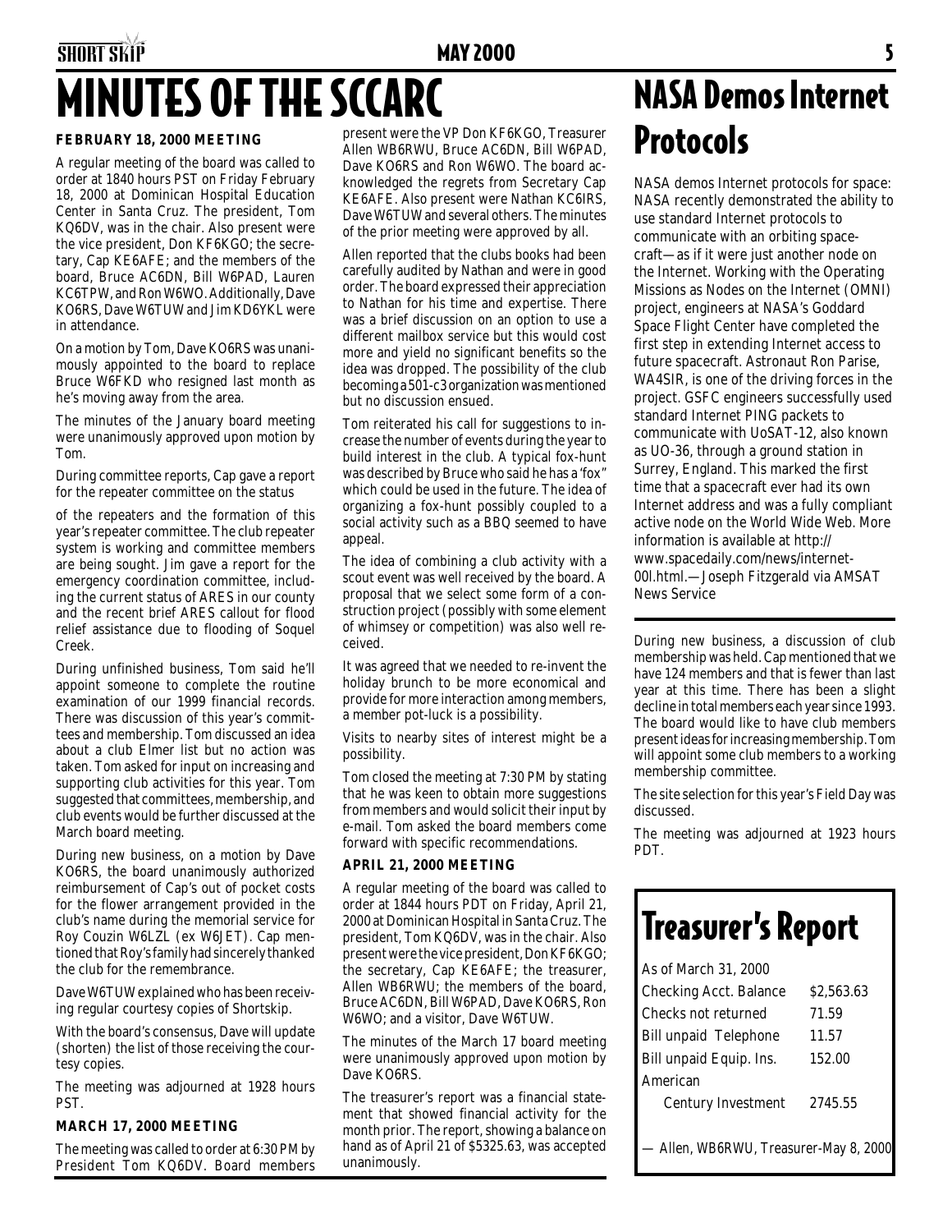# MINUTES OF THE SCCARC

### FEBRUARY 18, 2000 MEETING

A regular meeting of the board was called to order at 1840 hours PST on Friday February 18, 2000 at Dominican Hospital Education Center in Santa Cruz. The president, Tom KQ6DV, was in the chair. Also present were the vice president, Don KF6KGO; the secretary, Cap KE6AFE; and the members of the board, Bruce AC6DN, Bill W6PAD, Lauren KC6TPW, and Ron W6WO. Additionally, Dave KO6RS, Dave W6TUW and Jim KD6YKL were in attendance.

On a motion by Tom, Dave KO6RS was unanimously appointed to the board to replace Bruce W6FKD who resigned last month as he's moving away from the area.

The minutes of the January board meeting were unanimously approved upon motion by Tom.

During committee reports, Cap gave a report for the repeater committee on the status of the repeaters and the formation of this year's repeater committee. The club repeater system is working and committee members are being sought. Jim gave a report for the emergency coordination committee, including the current status of ARES in our county and the recent brief ARES callout for flood relief assistance due to flooding of Soquel Creek.

During unfinished business, Tom said he'll appoint someone to complete the routine examination of our 1999 financial records. There was discussion of this year's committees and membership. Tom discussed an idea about a club Elmer list but no action was taken. Tom asked for input on increasing and supporting club activities for this year. Tom suggested that committees, membership, and club events would be further discussed at the March board meeting.

During new business, on a motion by Dave KO6RS, the board unanimously authorized reimbursement of Cap's out of pocket costs for the flower arrangement provided in the club's name during the memorial service for Roy Couzin W6LZL (ex W6JET). Cap mentioned that Roy's family had sincerely thanked the club for the remembrance.

Dave W6TUW explained who has been receiving regular courtesy copies of Shortskip.

With the board's consensus, Dave will update (shorten) the list of those receiving the courtesy copies.

The meeting was adjourned at 1928 hours PST.

### MARCH 17, 2000 MEETING

The meeting was called to order at 6:30 PM by President Tom KQ6DV. Board members present were the VP Don KF6KGO, Treasurer Allen WB6RWU, Bruce AC6DN, Bill W6PAD, Dave KO6RS and Ron W6WO. The board acknowledged the regrets from Secretary Cap KE6AFE. Also present were Nathan KC6IRS, Dave W6TUW and several others. The minutes of the prior meeting were approved by all.

Allen reported that the clubs books had been carefully audited by Nathan and were in good order. The board expressed their appreciation to Nathan for his time and expertise. There was a brief discussion on an option to use a different mailbox service but this would cost more and yield no significant benefits so the idea was dropped. The possibility of the club becoming a 501-c3 organization was mentioned but no discussion ensued.

Tom reiterated his call for suggestions to increase the number of events during the year to build interest in the club. A typical fox-hunt was described by Bruce who said he has a 'fox" which could be used in the future. The idea of organizing a fox-hunt possibly coupled to a social activity such as a BBQ seemed to have appeal.

The idea of combining a club activity with a scout event was well received by the board. A proposal that we select some form of a construction project (possibly with some element of whimsey or competition) was also well received.

It was agreed that we needed to re-invent the holiday brunch to be more economical and provide for more interaction among members, a member pot-luck is a possibility.

Visits to nearby sites of interest might be a possibility.

Tom closed the meeting at 7:30 PM by stating that he was keen to obtain more suggestions from members and would solicit their input by e-mail. Tom asked the board members come forward with specific recommendations.

### APRIL 21, 2000 MEETING

A regular meeting of the board was called to order at 1844 hours PDT on Friday, April 21, 2000 at Dominican Hospital in Santa Cruz. The president, Tom KQ6DV, was in the chair. Also present were the vice president, Don KF6KGO; the secretary, Cap KE6AFE; the treasurer, Allen WB6RWU; the members of the board, Bruce AC6DN, Bill W6PAD, Dave KO6RS, Ron W6WO; and a visitor, Dave W6TUW.

The minutes of the March 17 board meeting were unanimously approved upon motion by Dave KO6RS.

The treasurer's report was a financial statement that showed financial activity for the month prior. The report, showing a balance on hand as of April 21 of $5325.63, was accepted unanimously.

During new business, a discussion of club membership was held. Cap mentioned that we have 124 members and that is fewer than last year at this time. There has been a slight decline in total members each year since 1993. The board would like to have club members present ideas for increasing membership. Tom will appoint some club members to a working membership committee.

The site selection for this year's Field Day was discussed.

The meeting was adjourned at 1923 hours PDT.

# NASA Demos Internet Protocols

NASA demos Internet protocols for space: NASA recently demonstrated the ability to use standard Internet protocols to communicate with an orbiting spacecraft—as if it were just another node on the Internet. Working with the Operating Missions as Nodes on the Internet (OMNI) project, engineers at NASA's Goddard Space Flight Center have completed the first step in extending Internet access to future spacecraft. Astronaut Ron Parise, WA4SIR, is one of the driving forces in the project. GSFC engineers successfully used standard Internet PING packets to communicate with UoSAT-12, also known as UO-36, through a ground station in Surrey, England. This marked the first time that a spacecraft ever had its own Internet address and was a fully compliant active node on the World Wide Web. More information is available at http://www.spacedaily.com/news/internet-00l.html.—Joseph Fitzgerald via AMSAT News Service

# Treasurer's Report

| As of March 31, 2000 | |
|---|---|
| Checking Acct. Balance | $2,563.63 |
| Checks not returned | 71.59 |
| Bill unpaid Telephone | 11.57 |
| Bill unpaid Equip. Ins. | 152.00 |
| American Century Investment | 2745.55 |

— Allen, WB6RWU, Treasurer-May 8, 2000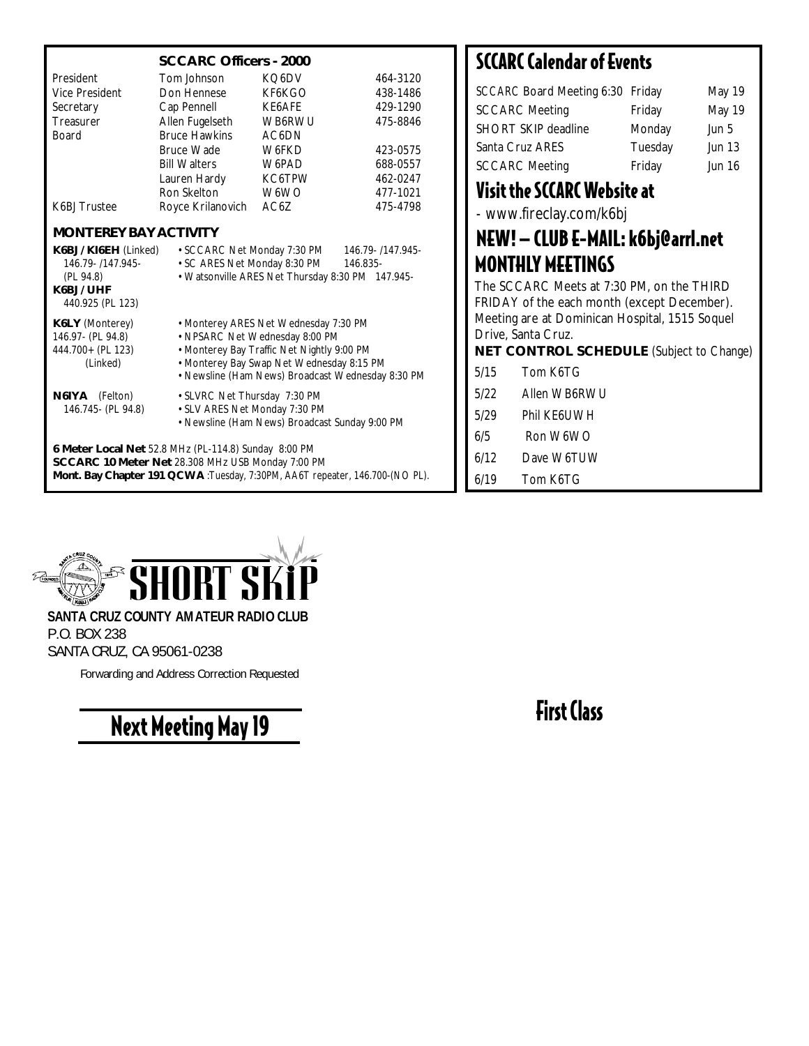## SCCARC Officers - 2000

| | | | |
|---|---|---|---|
| President | Tom Johnson | KQ6DV | 464-3120 |
| Vice President | Don Hennese | KF6KGO | 438-1486 |
| Secretary | Cap Pennell | KE6AFE | 429-1290 |
| Treasurer | Allen Fugelseth | WB6RWU | 475-8846 |
| Board | Bruce Hawkins | AC6DN | |
| | Bruce Wade | W6FKD | 423-0575 |
| | Bill Walters | W6PAD | 688-0557 |
| | Lauren Hardy | KC6TPW | 462-0247 |
| | Ron Skelton | W6WO | 477-1021 |
| K6BJ Trustee | Royce Krilanovich | AC6Z | 475-4798 |

### MONTEREY BAY ACTIVITY

**K6BJ / KI6EH** (Linked) 146.79- /147.945- (PL 94.8)
**K6BJ / UHF** 440.925 (PL 123)

- SCCARC Net Monday 7:30 PM 146.79- /147.945-
- SC ARES Net Monday 8:30 PM 146.835-
- Watsonville ARES Net Thursday 8:30 PM 147.945-

**K6LY** (Monterey) 146.97- (PL 94.8) 444.700+ (PL 123) (Linked)

- Monterey ARES Net Wednesday 7:30 PM
- NPSARC Net Wednesday 8:00 PM
- Monterey Bay Traffic Net Nightly 9:00 PM
- Monterey Bay Swap Net Wednesday 8:15 PM
- Newsline (Ham News) Broadcast Wednesday 8:30 PM

**N6IYA** (Felton) 146.745- (PL 94.8)

- SLVRC Net Thursday 7:30 PM
- SLV ARES Net Monday 7:30 PM
- Newsline (Ham News) Broadcast Sunday 9:00 PM

**6 Meter Local Net** 52.8 MHz (PL-114.8) Sunday 8:00 PM
**SCCARC 10 Meter Net** 28.308 MHz USB Monday 7:00 PM
**Mont. Bay Chapter 191 QCWA** :Tuesday, 7:30PM, AA6T repeater, 146.700-(NO PL).

## SCCARC Calendar of Events

| | | |
|---|---|---|
| SCCARC Board Meeting 6:30 | Friday | May 19 |
| SCCARC Meeting | Friday | May 19 |
| SHORT SKIP deadline | Monday | Jun 5 |
| Santa Cruz ARES | Tuesday | Jun 13 |
| SCCARC Meeting | Friday | Jun 16 |

## Visit the SCCARC Website at

- www.fireclay.com/k6bj

## NEW! – CLUB E-MAIL: k6bj@arrl.net

## MONTHLY MEETINGS

The SCCARC Meets at 7:30 PM, on the THIRD FRIDAY of the each month (except December). Meeting are at Dominican Hospital, 1515 Soquel Drive, Santa Cruz.

**NET CONTROL SCHEDULE** (Subject to Change)

| | |
|---|---|
| 5/15 | Tom K6TG |
| 5/22 | Allen WB6RWU |
| 5/29 | Phil KE6UWH |
| 6/5 | Ron W6WO |
| 6/12 | Dave W6TUW |
| 6/19 | Tom K6TG |

# SHORT SKIP

**SANTA CRUZ COUNTY AMATEUR RADIO CLUB**
P.O. BOX 238
SANTA CRUZ, CA 95061-0238

Forwarding and Address Correction Requested

## Next Meeting May 19

## First Class